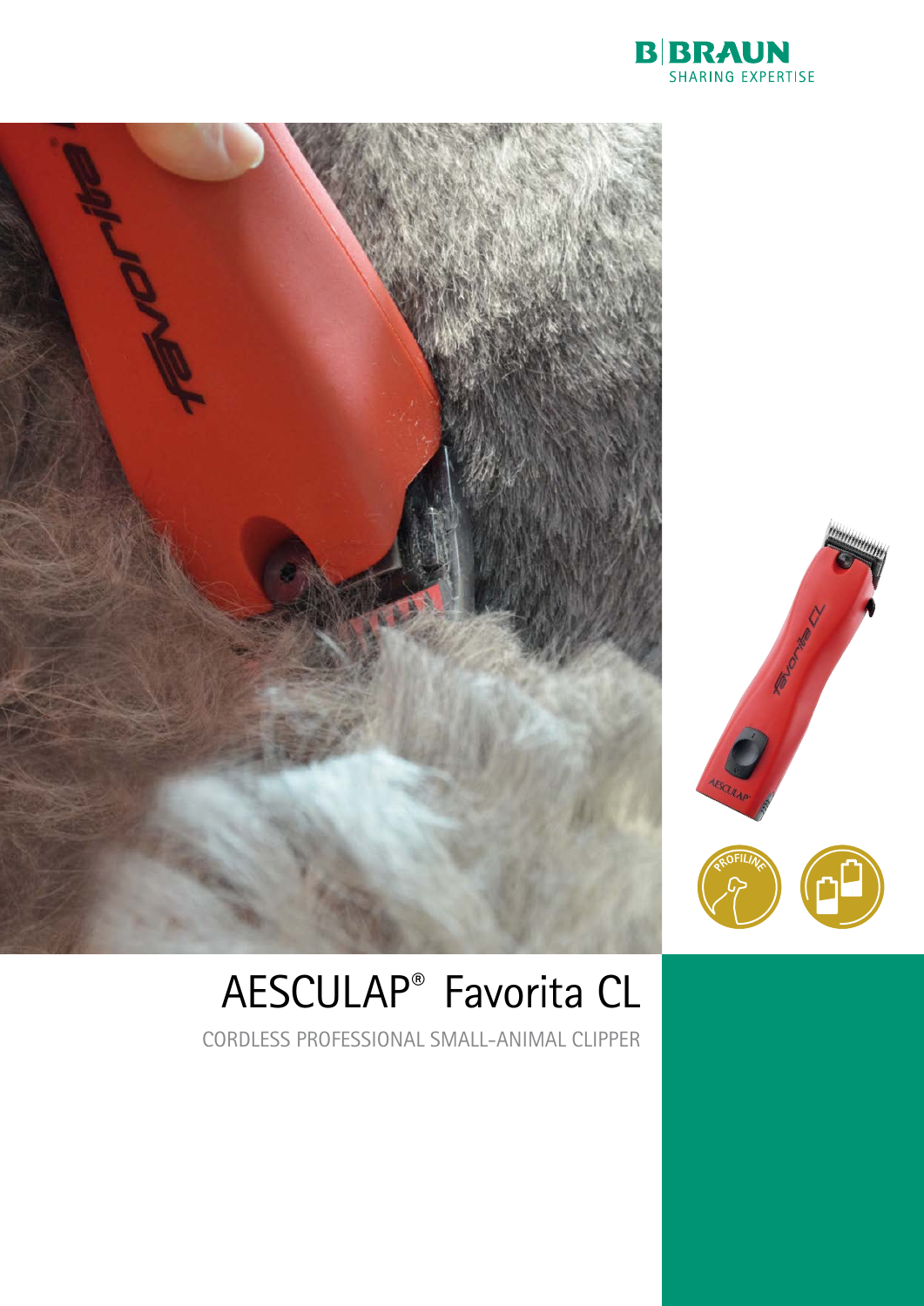B|BRAUN
SHARING EXPERTISE

# AESCULAP® Favorita CL

CORDLESS PROFESSIONAL SMALL-ANIMAL CLIPPER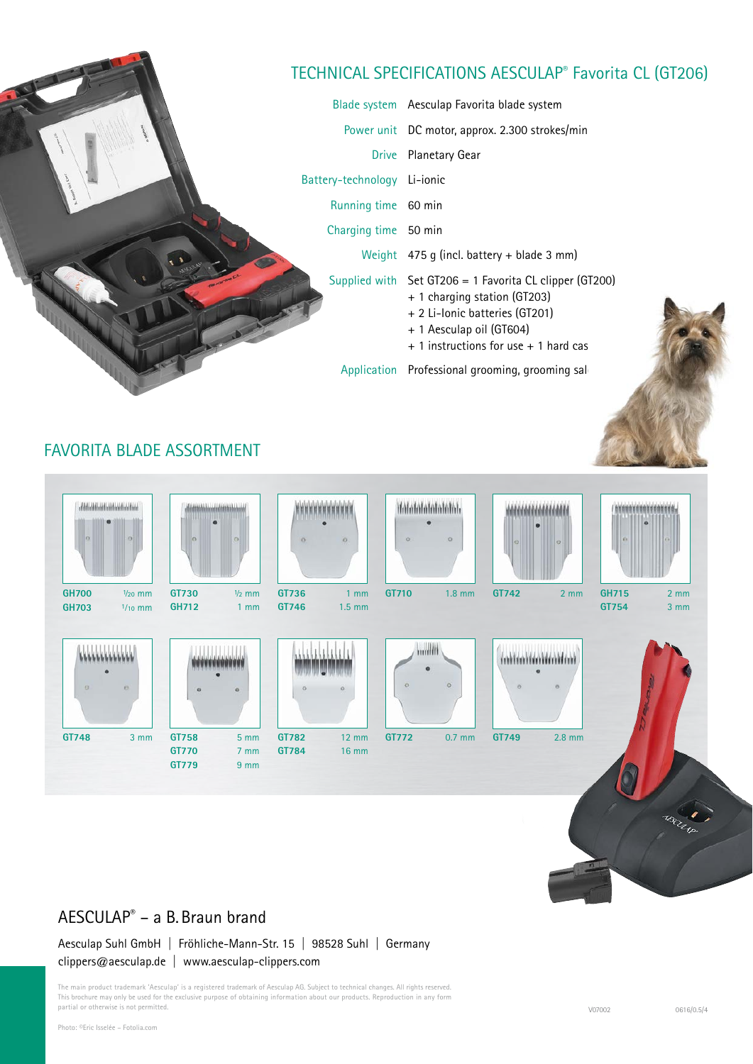## TECHNICAL SPECIFICATIONS AESCULAP® Favorita CL (GT206)

| | |
|---|---|
| Blade system | Aesculap Favorita blade system |
| Power unit | DC motor, approx. 2.300 strokes/min |
| Drive | Planetary Gear |
| Battery-technology | Li-ionic |
| Running time | 60 min |
| Charging time | 50 min |
| Weight | 475 g (incl. battery + blade 3 mm) |
| Supplied with | Set GT206 = 1 Favorita CL clipper (GT200)<br>+ 1 charging station (GT203)<br>+ 2 Li-Ionic batteries (GT201)<br>+ 1 Aesculap oil (GT604)<br>+ 1 instructions for use + 1 hard cas |
| Application | Professional grooming, grooming sal |

## FAVORITA BLADE ASSORTMENT

| | |
|---|---|
| GH700 | 1/20 mm |
| GH703 | 1/10 mm |
| GT730 | 1/2 mm |
| GH712 | 1 mm |
| GT736 | 1 mm |
| GT746 | 1.5 mm |
| GT710 | 1.8 mm |
| GT742 | 2 mm |
| GH715 | 2 mm |
| GT754 | 3 mm |
| GT748 | 3 mm |
| GT758 | 5 mm |
| GT770 | 7 mm |
| GT779 | 9 mm |
| GT782 | 12 mm |
| GT784 | 16 mm |
| GT772 | 0.7 mm |
| GT749 | 2.8 mm |

## AESCULAP® – a B. Braun brand

Aesculap Suhl GmbH | Fröhliche-Mann-Str. 15 | 98528 Suhl | Germany
clippers@aesculap.de | www.aesculap-clippers.com

The main product trademark 'Aesculap' is a registered trademark of Aesculap AG. Subject to technical changes. All rights reserved. This brochure may only be used for the exclusive purpose of obtaining information about our products. Reproduction in any form partial or otherwise is not permitted.

V07002 0616/0.5/4

Photo: ©Eric Isselée – Fotolia.com